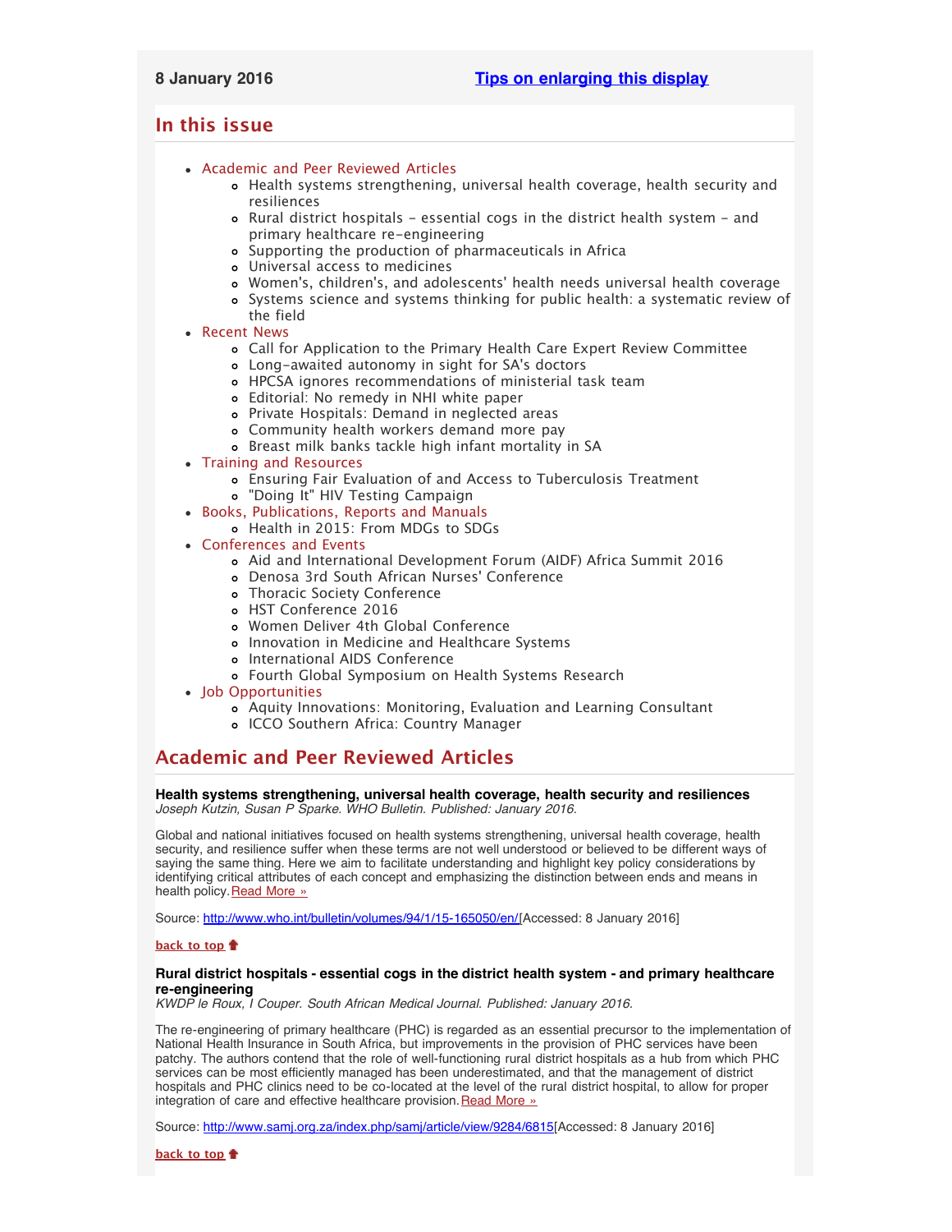8 January 2016 **Tips on enlarging this display**

## In this issue

- Academic and Peer Reviewed Articles
  - Health systems strengthening, universal health coverage, health security and resiliences
  - Rural district hospitals - essential cogs in the district health system - and primary healthcare re-engineering
  - Supporting the production of pharmaceuticals in Africa
  - Universal access to medicines
  - Women's, children's, and adolescents' health needs universal health coverage
  - Systems science and systems thinking for public health: a systematic review of the field
- Recent News
  - Call for Application to the Primary Health Care Expert Review Committee
  - Long-awaited autonomy in sight for SA's doctors
  - HPCSA ignores recommendations of ministerial task team
  - Editorial: No remedy in NHI white paper
  - Private Hospitals: Demand in neglected areas
  - Community health workers demand more pay
  - Breast milk banks tackle high infant mortality in SA
- Training and Resources
  - Ensuring Fair Evaluation of and Access to Tuberculosis Treatment
  - "Doing It" HIV Testing Campaign
- Books, Publications, Reports and Manuals
  - Health in 2015: From MDGs to SDGs
- Conferences and Events
  - Aid and International Development Forum (AIDF) Africa Summit 2016
  - Denosa 3rd South African Nurses' Conference
  - Thoracic Society Conference
  - HST Conference 2016
  - Women Deliver 4th Global Conference
  - Innovation in Medicine and Healthcare Systems
  - International AIDS Conference
  - Fourth Global Symposium on Health Systems Research
- Job Opportunities
  - Aquity Innovations: Monitoring, Evaluation and Learning Consultant
  - ICCO Southern Africa: Country Manager

## Academic and Peer Reviewed Articles

**Health systems strengthening, universal health coverage, health security and resiliences**
*Joseph Kutzin, Susan P Sparke. WHO Bulletin. Published: January 2016.*

Global and national initiatives focused on health systems strengthening, universal health coverage, health security, and resilience suffer when these terms are not well understood or believed to be different ways of saying the same thing. Here we aim to facilitate understanding and highlight key policy considerations by identifying critical attributes of each concept and emphasizing the distinction between ends and means in health policy. Read More »

Source: http://www.who.int/bulletin/volumes/94/1/15-165050/en/[Accessed: 8 January 2016]

**back to top**

**Rural district hospitals - essential cogs in the district health system - and primary healthcare re-engineering**
*KWDP le Roux, I Couper. South African Medical Journal. Published: January 2016.*

The re-engineering of primary healthcare (PHC) is regarded as an essential precursor to the implementation of National Health Insurance in South Africa, but improvements in the provision of PHC services have been patchy. The authors contend that the role of well-functioning rural district hospitals as a hub from which PHC services can be most efficiently managed has been underestimated, and that the management of district hospitals and PHC clinics need to be co-located at the level of the rural district hospital, to allow for proper integration of care and effective healthcare provision. Read More »

Source: http://www.samj.org.za/index.php/samj/article/view/9284/6815[Accessed: 8 January 2016]

**back to top**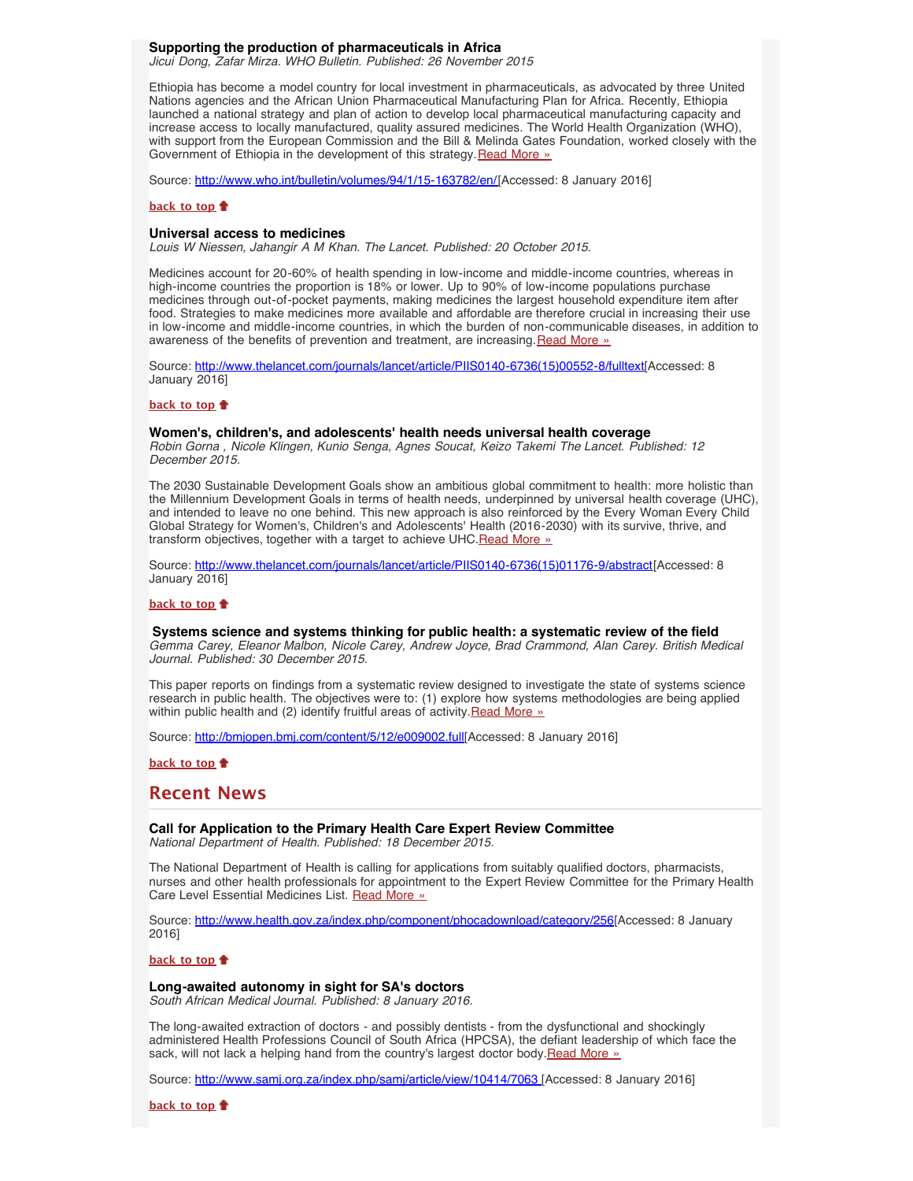**Supporting the production of pharmaceuticals in Africa**
*Jicui Dong, Zafar Mirza. WHO Bulletin. Published: 26 November 2015*

Ethiopia has become a model country for local investment in pharmaceuticals, as advocated by three United Nations agencies and the African Union Pharmaceutical Manufacturing Plan for Africa. Recently, Ethiopia launched a national strategy and plan of action to develop local pharmaceutical manufacturing capacity and increase access to locally manufactured, quality assured medicines. The World Health Organization (WHO), with support from the European Commission and the Bill & Melinda Gates Foundation, worked closely with the Government of Ethiopia in the development of this strategy. Read More »

Source: http://www.who.int/bulletin/volumes/94/1/15-163782/en/ [Accessed: 8 January 2016]

back to top

**Universal access to medicines**
*Louis W Niessen, Jahangir A M Khan. The Lancet. Published: 20 October 2015.*

Medicines account for 20-60% of health spending in low-income and middle-income countries, whereas in high-income countries the proportion is 18% or lower. Up to 90% of low-income populations purchase medicines through out-of-pocket payments, making medicines the largest household expenditure item after food. Strategies to make medicines more available and affordable are therefore crucial in increasing their use in low-income and middle-income countries, in which the burden of non-communicable diseases, in addition to awareness of the benefits of prevention and treatment, are increasing. Read More »

Source: http://www.thelancet.com/journals/lancet/article/PIIS0140-6736(15)00552-8/fulltext [Accessed: 8 January 2016]

back to top

**Women's, children's, and adolescents' health needs universal health coverage**
*Robin Gorna , Nicole Klingen, Kunio Senga, Agnes Soucat, Keizo Takemi The Lancet. Published: 12 December 2015.*

The 2030 Sustainable Development Goals show an ambitious global commitment to health: more holistic than the Millennium Development Goals in terms of health needs, underpinned by universal health coverage (UHC), and intended to leave no one behind. This new approach is also reinforced by the Every Woman Every Child Global Strategy for Women's, Children's and Adolescents' Health (2016-2030) with its survive, thrive, and transform objectives, together with a target to achieve UHC. Read More »

Source: http://www.thelancet.com/journals/lancet/article/PIIS0140-6736(15)01176-9/abstract [Accessed: 8 January 2016]

back to top

**Systems science and systems thinking for public health: a systematic review of the field**
*Gemma Carey, Eleanor Malbon, Nicole Carey, Andrew Joyce, Brad Crammond, Alan Carey. British Medical Journal. Published: 30 December 2015.*

This paper reports on findings from a systematic review designed to investigate the state of systems science research in public health. The objectives were to: (1) explore how systems methodologies are being applied within public health and (2) identify fruitful areas of activity. Read More »

Source: http://bmjopen.bmj.com/content/5/12/e009002.full [Accessed: 8 January 2016]

back to top

## Recent News

**Call for Application to the Primary Health Care Expert Review Committee**
*National Department of Health. Published: 18 December 2015.*

The National Department of Health is calling for applications from suitably qualified doctors, pharmacists, nurses and other health professionals for appointment to the Expert Review Committee for the Primary Health Care Level Essential Medicines List. Read More »

Source: http://www.health.gov.za/index.php/component/phocadownload/category/256 [Accessed: 8 January 2016]

back to top

**Long-awaited autonomy in sight for SA's doctors**
*South African Medical Journal. Published: 8 January 2016.*

The long-awaited extraction of doctors - and possibly dentists - from the dysfunctional and shockingly administered Health Professions Council of South Africa (HPCSA), the defiant leadership of which face the sack, will not lack a helping hand from the country's largest doctor body. Read More »

Source: http://www.samj.org.za/index.php/samj/article/view/10414/7063 [Accessed: 8 January 2016]

back to top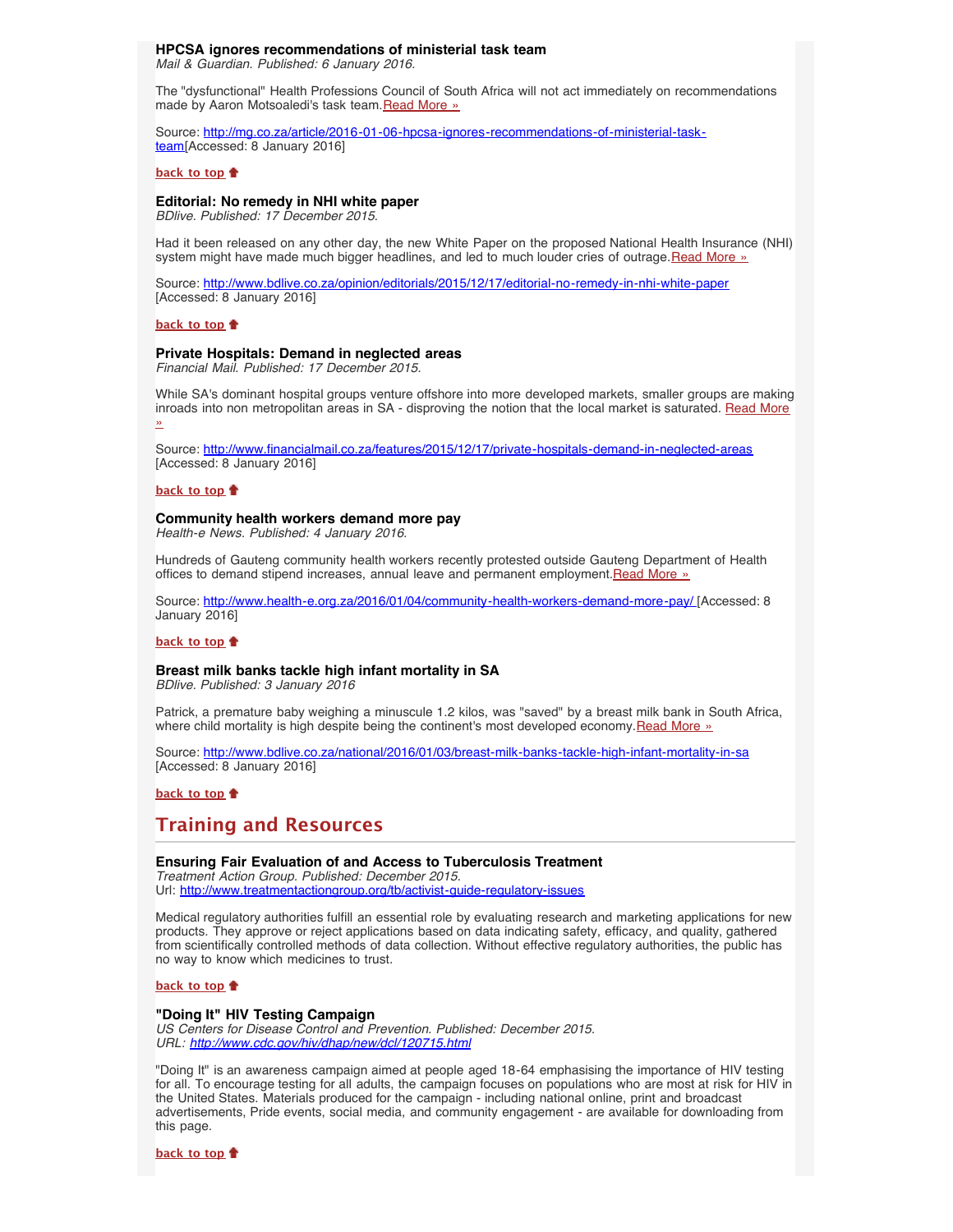### HPCSA ignores recommendations of ministerial task team

*Mail & Guardian. Published: 6 January 2016.*

The "dysfunctional" Health Professions Council of South Africa will not act immediately on recommendations made by Aaron Motsoaledi's task team.Read More »

Source: http://mg.co.za/article/2016-01-06-hpcsa-ignores-recommendations-of-ministerial-task-team[Accessed: 8 January 2016]

**back to top**

### Editorial: No remedy in NHI white paper

*BDlive. Published: 17 December 2015.*

Had it been released on any other day, the new White Paper on the proposed National Health Insurance (NHI) system might have made much bigger headlines, and led to much louder cries of outrage.Read More »

Source: http://www.bdlive.co.za/opinion/editorials/2015/12/17/editorial-no-remedy-in-nhi-white-paper [Accessed: 8 January 2016]

**back to top**

### Private Hospitals: Demand in neglected areas

*Financial Mail. Published: 17 December 2015.*

While SA's dominant hospital groups venture offshore into more developed markets, smaller groups are making inroads into non metropolitan areas in SA - disproving the notion that the local market is saturated. Read More »

Source: http://www.financialmail.co.za/features/2015/12/17/private-hospitals-demand-in-neglected-areas [Accessed: 8 January 2016]

**back to top**

### Community health workers demand more pay

*Health-e News. Published: 4 January 2016.*

Hundreds of Gauteng community health workers recently protested outside Gauteng Department of Health offices to demand stipend increases, annual leave and permanent employment.Read More »

Source: http://www.health-e.org.za/2016/01/04/community-health-workers-demand-more-pay/ [Accessed: 8 January 2016]

**back to top**

### Breast milk banks tackle high infant mortality in SA

*BDlive. Published: 3 January 2016*

Patrick, a premature baby weighing a minuscule 1.2 kilos, was "saved" by a breast milk bank in South Africa, where child mortality is high despite being the continent's most developed economy.Read More »

Source: http://www.bdlive.co.za/national/2016/01/03/breast-milk-banks-tackle-high-infant-mortality-in-sa [Accessed: 8 January 2016]

**back to top**

## Training and Resources

### Ensuring Fair Evaluation of and Access to Tuberculosis Treatment

*Treatment Action Group. Published: December 2015.*
Url: http://www.treatmentactiongroup.org/tb/activist-guide-regulatory-issues

Medical regulatory authorities fulfill an essential role by evaluating research and marketing applications for new products. They approve or reject applications based on data indicating safety, efficacy, and quality, gathered from scientifically controlled methods of data collection. Without effective regulatory authorities, the public has no way to know which medicines to trust.

**back to top**

### "Doing It" HIV Testing Campaign

*US Centers for Disease Control and Prevention. Published: December 2015.*
*URL: http://www.cdc.gov/hiv/dhap/new/dcl/120715.html*

"Doing It" is an awareness campaign aimed at people aged 18-64 emphasising the importance of HIV testing for all. To encourage testing for all adults, the campaign focuses on populations who are most at risk for HIV in the United States. Materials produced for the campaign - including national online, print and broadcast advertisements, Pride events, social media, and community engagement - are available for downloading from this page.

**back to top**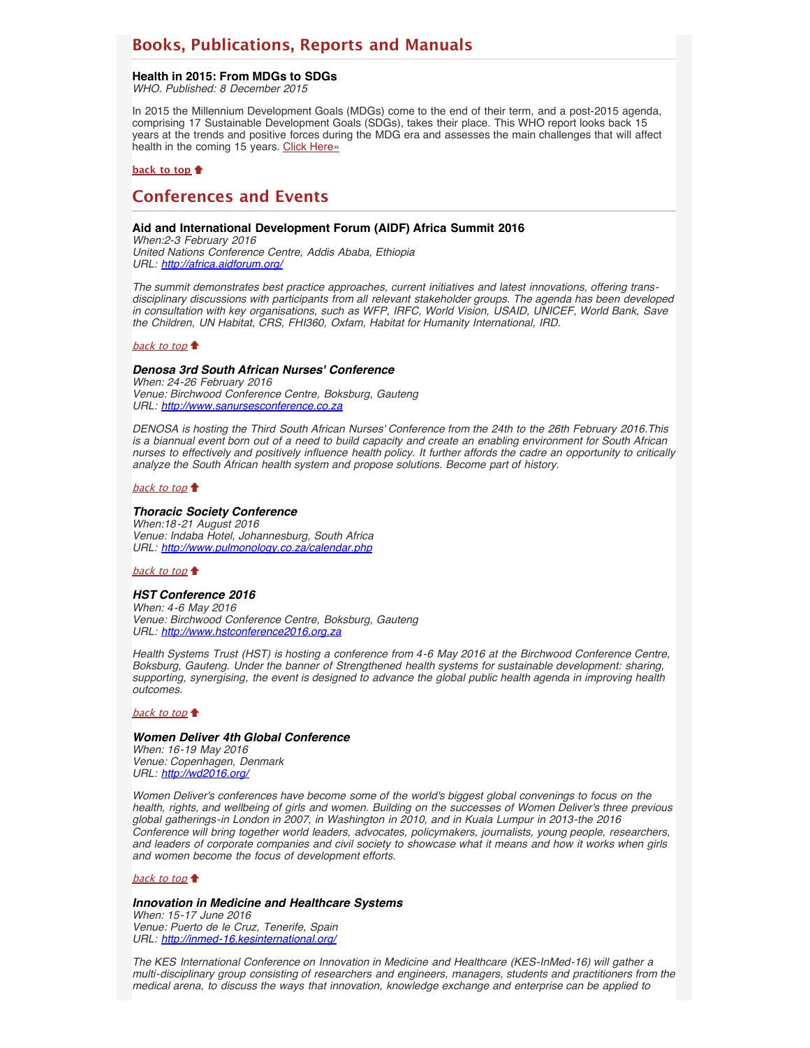## Books, Publications, Reports and Manuals

**Health in 2015: From MDGs to SDGs**
*WHO. Published: 8 December 2015*

In 2015 the Millennium Development Goals (MDGs) come to the end of their term, and a post-2015 agenda, comprising 17 Sustainable Development Goals (SDGs), takes their place. This WHO report looks back 15 years at the trends and positive forces during the MDG era and assesses the main challenges that will affect health in the coming 15 years. Click Here»

**back to top**

## Conferences and Events

**Aid and International Development Forum (AIDF) Africa Summit 2016**
*When:2-3 February 2016*
*United Nations Conference Centre, Addis Ababa, Ethiopia*
*URL: http://africa.aidforum.org/*

*The summit demonstrates best practice approaches, current initiatives and latest innovations, offering trans-disciplinary discussions with participants from all relevant stakeholder groups. The agenda has been developed in consultation with key organisations, such as WFP, IRFC, World Vision, USAID, UNICEF, World Bank, Save the Children, UN Habitat, CRS, FHI360, Oxfam, Habitat for Humanity International, IRD.*

*back to top*

***Denosa 3rd South African Nurses' Conference***
*When: 24-26 February 2016*
*Venue: Birchwood Conference Centre, Boksburg, Gauteng*
*URL: http://www.sanursesconference.co.za*

*DENOSA is hosting the Third South African Nurses' Conference from the 24th to the 26th February 2016.This is a biannual event born out of a need to build capacity and create an enabling environment for South African nurses to effectively and positively influence health policy. It further affords the cadre an opportunity to critically analyze the South African health system and propose solutions. Become part of history.*

*back to top*

***Thoracic Society Conference***
*When:18-21 August 2016*
*Venue: Indaba Hotel, Johannesburg, South Africa*
*URL: http://www.pulmonology.co.za/calendar.php*

*back to top*

***HST Conference 2016***
*When: 4-6 May 2016*
*Venue: Birchwood Conference Centre, Boksburg, Gauteng*
*URL: http://www.hstconference2016.org.za*

*Health Systems Trust (HST) is hosting a conference from 4-6 May 2016 at the Birchwood Conference Centre, Boksburg, Gauteng. Under the banner of Strengthened health systems for sustainable development: sharing, supporting, synergising, the event is designed to advance the global public health agenda in improving health outcomes.*

*back to top*

***Women Deliver 4th Global Conference***
*When: 16-19 May 2016*
*Venue: Copenhagen, Denmark*
*URL: http://wd2016.org/*

*Women Deliver's conferences have become some of the world's biggest global convenings to focus on the health, rights, and wellbeing of girls and women. Building on the successes of Women Deliver's three previous global gatherings-in London in 2007, in Washington in 2010, and in Kuala Lumpur in 2013-the 2016 Conference will bring together world leaders, advocates, policymakers, journalists, young people, researchers, and leaders of corporate companies and civil society to showcase what it means and how it works when girls and women become the focus of development efforts.*

*back to top*

***Innovation in Medicine and Healthcare Systems***
*When: 15-17 June 2016*
*Venue: Puerto de le Cruz, Tenerife, Spain*
*URL: http://inmed-16.kesinternational.org/*

*The KES International Conference on Innovation in Medicine and Healthcare (KES-InMed-16) will gather a multi-disciplinary group consisting of researchers and engineers, managers, students and practitioners from the medical arena, to discuss the ways that innovation, knowledge exchange and enterprise can be applied to*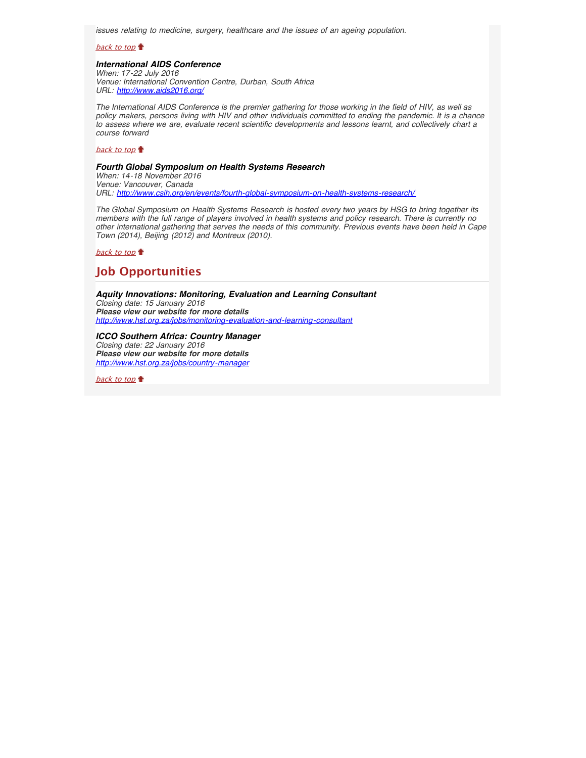*issues relating to medicine, surgery, healthcare and the issues of an ageing population.*

*back to top*

***International AIDS Conference***
*When: 17-22 July 2016*
*Venue: International Convention Centre, Durban, South Africa*
*URL: http://www.aids2016.org/*

*The International AIDS Conference is the premier gathering for those working in the field of HIV, as well as policy makers, persons living with HIV and other individuals committed to ending the pandemic. It is a chance to assess where we are, evaluate recent scientific developments and lessons learnt, and collectively chart a course forward*

*back to top*

***Fourth Global Symposium on Health Systems Research***
*When: 14-18 November 2016*
*Venue: Vancouver, Canada*
*URL: http://www.csih.org/en/events/fourth-global-symposium-on-health-systems-research/*

*The Global Symposium on Health Systems Research is hosted every two years by HSG to bring together its members with the full range of players involved in health systems and policy research. There is currently no other international gathering that serves the needs of this community. Previous events have been held in Cape Town (2014), Beijing (2012) and Montreux (2010).*

*back to top*

## Job Opportunities

***Aquity Innovations: Monitoring, Evaluation and Learning Consultant***
*Closing date: 15 January 2016*
***Please view our website for more details***
*http://www.hst.org.za/jobs/monitoring-evaluation-and-learning-consultant*

***ICCO Southern Africa: Country Manager***
*Closing date: 22 January 2016*
***Please view our website for more details***
*http://www.hst.org.za/jobs/country-manager*

*back to top*